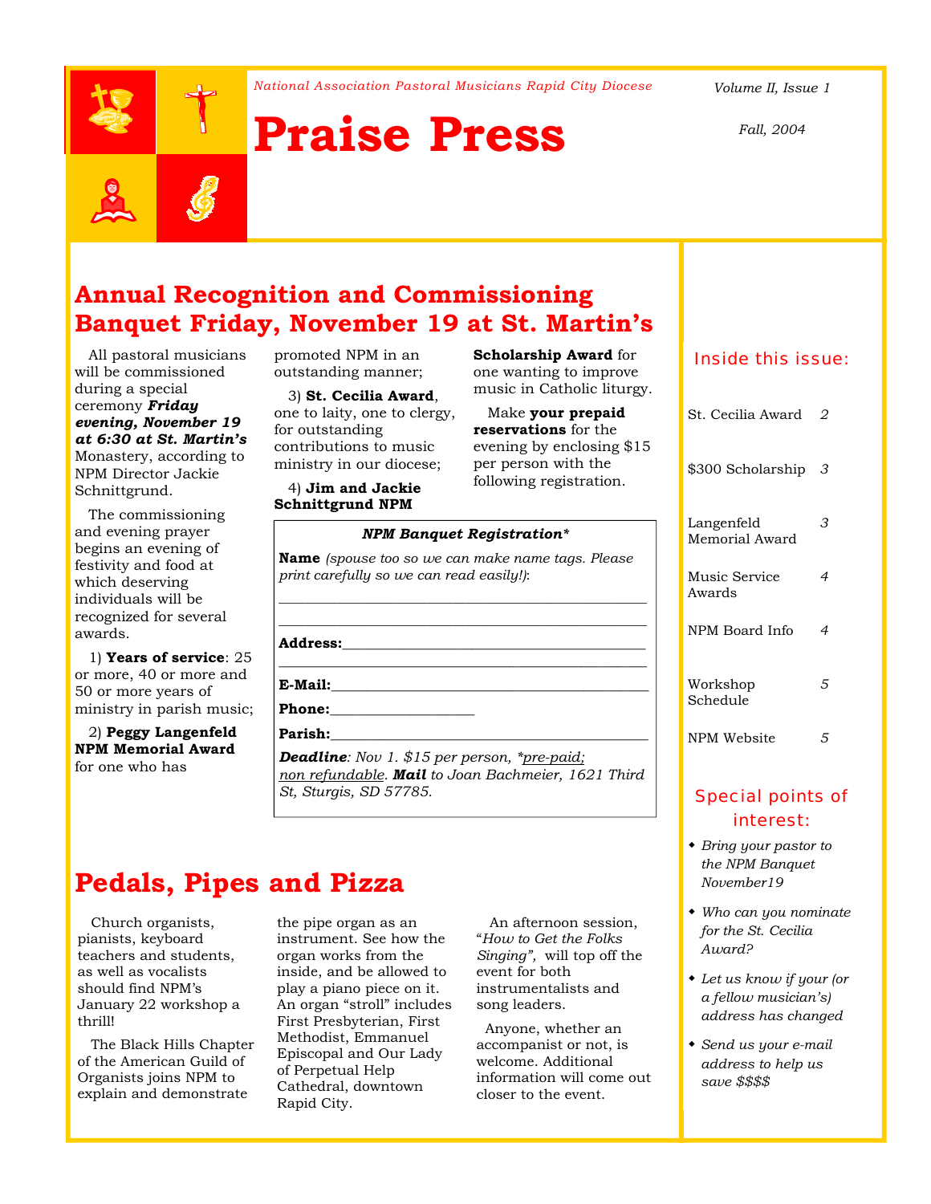*National Association Pastoral Musicians Rapid City Diocese*

# Praise Press

*Volume II, Issue 1*

*Fall, 2004*

## Annual Recognition and Commissioning Banquet Friday, November 19 at St. Martin's

All pastoral musicians will be commissioned during a special ceremony ***Friday evening, November 19 at 6:30 at St. Martin's*** Monastery, according to NPM Director Jackie Schnittgrund.

The commissioning and evening prayer begins an evening of festivity and food at which deserving individuals will be recognized for several awards.

1) **Years of service**: 25 or more, 40 or more and 50 or more years of ministry in parish music;

2) **Peggy Langenfeld NPM Memorial Award** for one who has promoted NPM in an outstanding manner;

3) **St. Cecilia Award**, one to laity, one to clergy, for outstanding contributions to music ministry in our diocese;

4) **Jim and Jackie Schnittgrund NPM Scholarship Award** for one wanting to improve music in Catholic liturgy.

Make **your prepaid reservations** for the evening by enclosing $15 per person with the following registration.

---

***NPM Banquet Registration****

**Name** *(spouse too so we can make name tags. Please print carefully so we can read easily!)*:

\_\_\_\_\_\_\_\_\_\_\_\_\_\_\_\_\_\_\_\_\_\_\_\_\_\_\_\_\_\_\_\_\_\_\_\_\_\_\_\_\_\_\_\_

\_\_\_\_\_\_\_\_\_\_\_\_\_\_\_\_\_\_\_\_\_\_\_\_\_\_\_\_\_\_\_\_\_\_\_\_\_\_\_\_\_\_\_\_

**Address:**\_\_\_\_\_\_\_\_\_\_\_\_\_\_\_\_\_\_\_\_\_\_\_\_\_\_\_\_\_\_\_\_\_\_\_\_\_

\_\_\_\_\_\_\_\_\_\_\_\_\_\_\_\_\_\_\_\_\_\_\_\_\_\_\_\_\_\_\_\_\_\_\_\_\_\_\_\_\_\_\_\_

**E-Mail:**\_\_\_\_\_\_\_\_\_\_\_\_\_\_\_\_\_\_\_\_\_\_\_\_\_\_\_\_\_\_\_\_\_\_\_\_\_\_

**Phone:**\_\_\_\_\_\_\_\_\_\_\_\_\_\_\_\_\_\_

**Parish:**\_\_\_\_\_\_\_\_\_\_\_\_\_\_\_\_\_\_\_\_\_\_\_\_\_\_\_\_\_\_\_\_\_\_\_\_\_\_

***Deadline****: Nov 1. $15 per person, *<u>pre-paid; non refundable</u>*.* ***Mail*** *to Joan Bachmeier, 1621 Third St, Sturgis, SD 57785.*

---

## Pedals, Pipes and Pizza

Church organists, pianists, keyboard teachers and students, as well as vocalists should find NPM's January 22 workshop a thrill!

The Black Hills Chapter of the American Guild of Organists joins NPM to explain and demonstrate the pipe organ as an instrument. See how the organ works from the inside, and be allowed to play a piano piece on it. An organ "stroll" includes First Presbyterian, First Methodist, Emmanuel Episcopal and Our Lady of Perpetual Help Cathedral, downtown Rapid City.

An afternoon session, "*How to Get the Folks Singing",* will top off the event for both instrumentalists and song leaders.

Anyone, whether an accompanist or not, is welcome. Additional information will come out closer to the event.

---

### Inside this issue:

| | |
|---|---|
| St. Cecilia Award | 2 |
| $300 Scholarship | 3 |
| Langenfeld Memorial Award | 3 |
| Music Service Awards | 4 |
| NPM Board Info | 4 |
| Workshop Schedule | 5 |
| NPM Website | 5 |

### Special points of interest:

- *Bring your pastor to the NPM Banquet November19*
- *Who can you nominate for the St. Cecilia Award?*
- *Let us know if your (or a fellow musician's) address has changed*
- *Send us your e-mail address to help us save $$$$*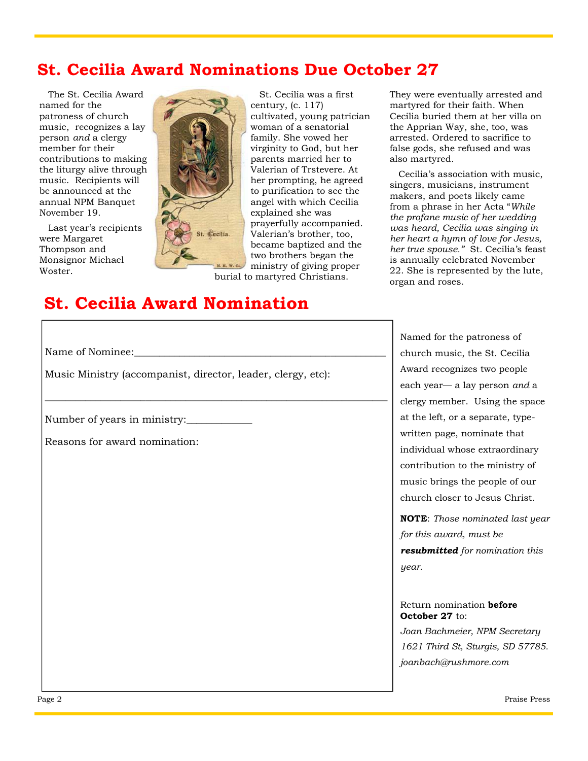# St. Cecilia Award Nominations Due October 27

The St. Cecilia Award named for the patroness of church music, recognizes a lay person *and* a clergy member for their contributions to making the liturgy alive through music. Recipients will be announced at the annual NPM Banquet November 19.

Last year's recipients were Margaret Thompson and Monsignor Michael Woster.

St. Cecilia was a first century, (c. 117) cultivated, young patrician woman of a senatorial family. She vowed her virginity to God, but her parents married her to Valerian of Trstevere. At her prompting, he agreed to purification to see the angel with which Cecilia explained she was prayerfully accompanied. Valerian's brother, too, became baptized and the two brothers began the ministry of giving proper burial to martyred Christians. They were eventually arrested and martyred for their faith. When Cecilia buried them at her villa on the Apprian Way, she, too, was arrested. Ordered to sacrifice to false gods, she refused and was also martyred.

Cecilia's association with music, singers, musicians, instrument makers, and poets likely came from a phrase in her Acta "*While the profane music of her wedding was heard, Cecilia was singing in her heart a hymn of love for Jesus, her true spouse."* St. Cecilia's feast is annually celebrated November 22. She is represented by the lute, organ and roses.

# St. Cecilia Award Nomination

Name of Nominee:_______________________________________________

Music Ministry (accompanist, director, leader, clergy, etc):

_______________________________________________________________

Number of years in ministry:____________

Reasons for award nomination:

Named for the patroness of church music, the St. Cecilia Award recognizes two people each year— a lay person *and* a clergy member. Using the space at the left, or a separate, type-written page, nominate that individual whose extraordinary contribution to the ministry of music brings the people of our church closer to Jesus Christ.

**NOTE**: *Those nominated last year for this award, must be* ***resubmitted*** *for nomination this year.*

Return nomination **before October 27** to:

*Joan Bachmeier, NPM Secretary*
*1621 Third St, Sturgis, SD 57785.*
*joanbach@rushmore.com*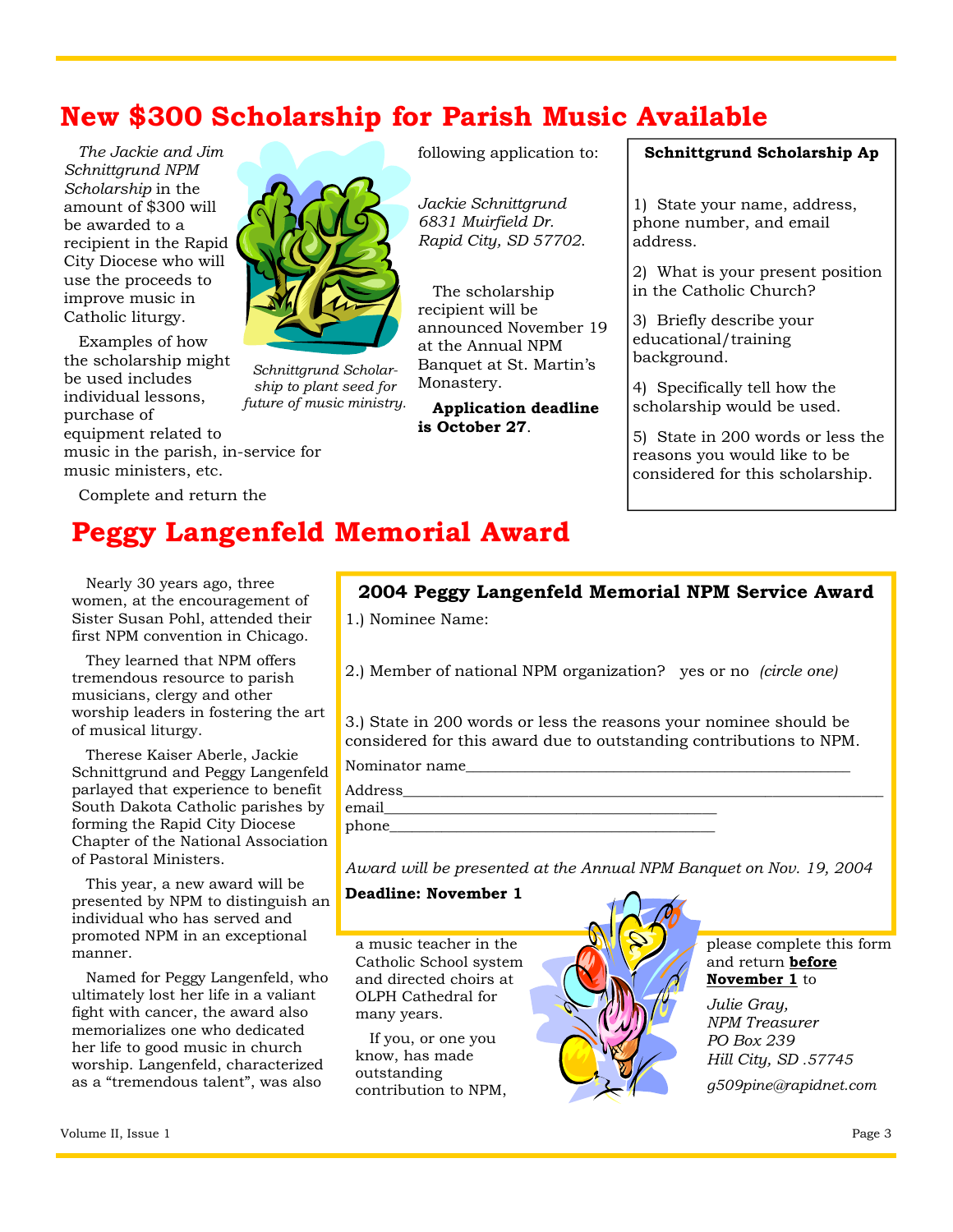# New $300 Scholarship for Parish Music Available

*The Jackie and Jim Schnittgrund NPM Scholarship* in the amount of $300 will be awarded to a recipient in the Rapid City Diocese who will use the proceeds to improve music in Catholic liturgy.

Examples of how the scholarship might be used includes individual lessons, purchase of equipment related to music in the parish, in-service for music ministers, etc.

Complete and return the following application to:

*Jackie Schnittgrund*
*6831 Muirfield Dr.*
*Rapid City, SD 57702*.

The scholarship recipient will be announced November 19 at the Annual NPM Banquet at St. Martin's Monastery.

**Application deadline is October 27**.

*Schnittgrund Scholarship to plant seed for future of music ministry.*

**Schnittgrund Scholarship Ap**

1) State your name, address, phone number, and email address.

2) What is your present position in the Catholic Church?

3) Briefly describe your educational/training background.

4) Specifically tell how the scholarship would be used.

5) State in 200 words or less the reasons you would like to be considered for this scholarship.

# Peggy Langenfeld Memorial Award

Nearly 30 years ago, three women, at the encouragement of Sister Susan Pohl, attended their first NPM convention in Chicago.

They learned that NPM offers tremendous resource to parish musicians, clergy and other worship leaders in fostering the art of musical liturgy.

Therese Kaiser Aberle, Jackie Schnittgrund and Peggy Langenfeld parlayed that experience to benefit South Dakota Catholic parishes by forming the Rapid City Diocese Chapter of the National Association of Pastoral Ministers.

This year, a new award will be presented by NPM to distinguish an individual who has served and promoted NPM in an exceptional manner.

Named for Peggy Langenfeld, who ultimately lost her life in a valiant fight with cancer, the award also memorializes one who dedicated her life to good music in church worship. Langenfeld, characterized as a "tremendous talent", was also a music teacher in the Catholic School system and directed choirs at OLPH Cathedral for many years.

If you, or one you know, has made outstanding contribution to NPM, please complete this form and return **before November 1** to

*Julie Gray,*
*NPM Treasurer*
*PO Box 239*
*Hill City, SD .57745*

*g509pine@rapidnet.com*

**2004 Peggy Langenfeld Memorial NPM Service Award**

1.) Nominee Name:

2.) Member of national NPM organization? yes or no *(circle one)*

3.) State in 200 words or less the reasons your nominee should be considered for this award due to outstanding contributions to NPM.

Nominator name________________________________________________

Address_______________________________________________________________

email__________________________________________

phone__________________________________________

*Award will be presented at the Annual NPM Banquet on Nov. 19, 2004*

**Deadline: November 1**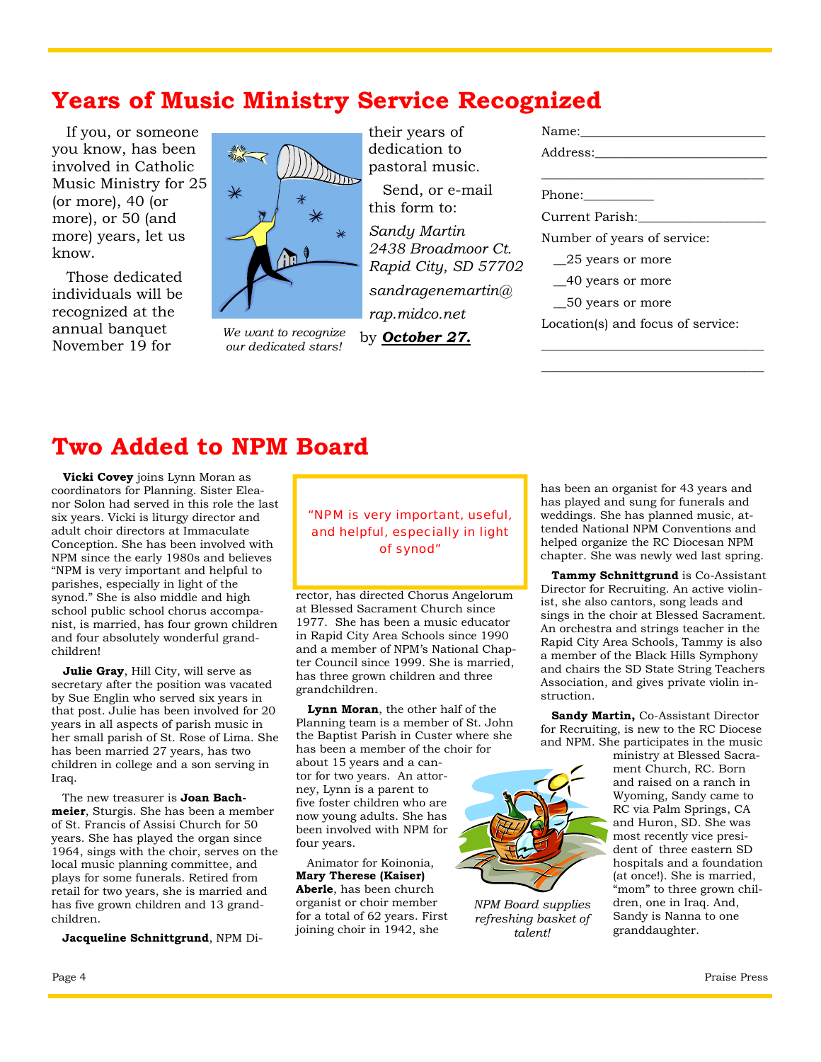# Years of Music Ministry Service Recognized

If you, or someone you know, has been involved in Catholic Music Ministry for 25 (or more), 40 (or more), or 50 (and more) years, let us know.

Those dedicated individuals will be recognized at the annual banquet November 19 for their years of dedication to pastoral music.

*We want to recognize our dedicated stars!*

Send, or e-mail this form to:

*Sandy Martin*
*2438 Broadmoor Ct.*
*Rapid City, SD 57702*
*sandragenemartin@rap.midco.net*

by ***October 27.***

Name:___________________________

Address:_________________________

________________________________

Phone:__________

Current Parish:__________________

Number of years of service:

__25 years or more

__40 years or more

__50 years or more

Location(s) and focus of service:

________________________________

________________________________

# Two Added to NPM Board

**Vicki Covey** joins Lynn Moran as coordinators for Planning. Sister Eleanor Solon had served in this role the last six years. Vicki is liturgy director and adult choir directors at Immaculate Conception. She has been involved with NPM since the early 1980s and believes "NPM is very important and helpful to parishes, especially in light of the synod." She is also middle and high school public school chorus accompanist, is married, has four grown children and four absolutely wonderful grandchildren!

**Julie Gray**, Hill City, will serve as secretary after the position was vacated by Sue Englin who served six years in that post. Julie has been involved for 20 years in all aspects of parish music in her small parish of St. Rose of Lima. She has been married 27 years, has two children in college and a son serving in Iraq.

The new treasurer is **Joan Bachmeier**, Sturgis. She has been a member of St. Francis of Assisi Church for 50 years. She has played the organ since 1964, sings with the choir, serves on the local music planning committee, and plays for some funerals. Retired from retail for two years, she is married and has five grown children and 13 grandchildren.

> "NPM is very important, useful, and helpful, especially in light of synod"

**Jacqueline Schnittgrund**, NPM Director, has directed Chorus Angelorum at Blessed Sacrament Church since 1977. She has been a music educator in Rapid City Area Schools since 1990 and a member of NPM's National Chapter Council since 1999. She is married, has three grown children and three grandchildren.

**Lynn Moran**, the other half of the Planning team is a member of St. John the Baptist Parish in Custer where she has been a member of the choir for about 15 years and a cantor for two years. An attorney, Lynn is a parent to five foster children who are now young adults. She has been involved with NPM for four years.

Animator for Koinonia, **Mary Therese (Kaiser) Aberle**, has been church organist or choir member for a total of 62 years. First joining choir in 1942, she has been an organist for 43 years and has played and sung for funerals and weddings. She has planned music, attended National NPM Conventions and helped organize the RC Diocesan NPM chapter. She was newly wed last spring.

*NPM Board supplies refreshing basket of talent!*

**Tammy Schnittgrund** is Co-Assistant Director for Recruiting. An active violinist, she also cantors, song leads and sings in the choir at Blessed Sacrament. An orchestra and strings teacher in the Rapid City Area Schools, Tammy is also a member of the Black Hills Symphony and chairs the SD State String Teachers Association, and gives private violin instruction.

**Sandy Martin,** Co-Assistant Director for Recruiting, is new to the RC Diocese and NPM. She participates in the music ministry at Blessed Sacrament Church, RC. Born and raised on a ranch in Wyoming, Sandy came to RC via Palm Springs, CA and Huron, SD. She was most recently vice president of three eastern SD hospitals and a foundation (at once!). She is married, "mom" to three grown children, one in Iraq. And, Sandy is Nanna to one granddaughter.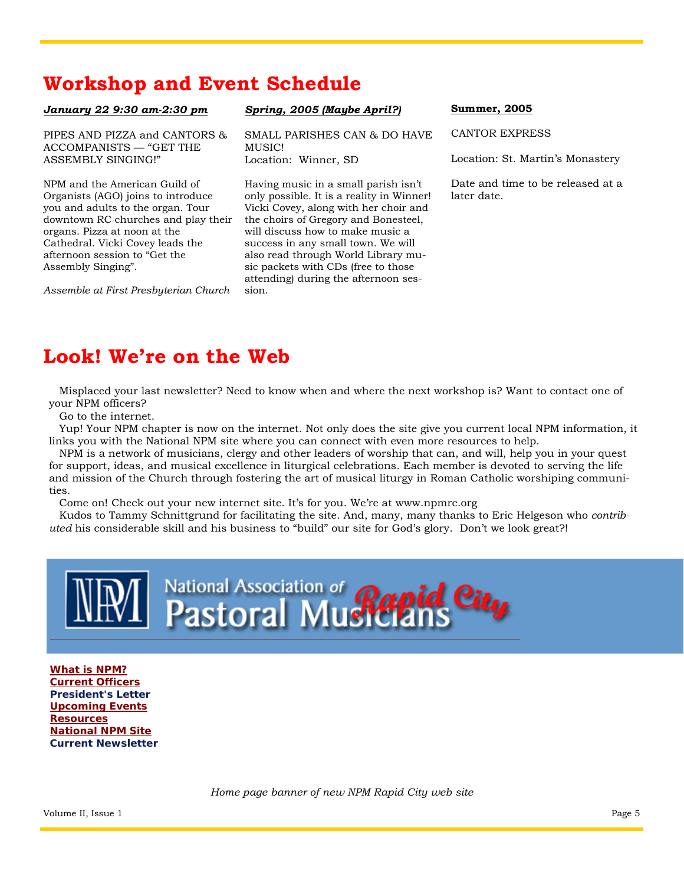# Workshop and Event Schedule

***January 22 9:30 am-2:30 pm***

PIPES AND PIZZA and CANTORS & ACCOMPANISTS — "GET THE ASSEMBLY SINGING!"

NPM and the American Guild of Organists (AGO) joins to introduce you and adults to the organ. Tour downtown RC churches and play their organs. Pizza at noon at the Cathedral. Vicki Covey leads the afternoon session to "Get the Assembly Singing".

*Assemble at First Presbyterian Church*

***Spring, 2005 (Maybe April?)***

SMALL PARISHES CAN & DO HAVE MUSIC!
Location: Winner, SD

Having music in a small parish isn't only possible. It is a reality in Winner! Vicki Covey, along with her choir and the choirs of Gregory and Bonesteel, will discuss how to make music a success in any small town. We will also read through World Library music packets with CDs (free to those attending) during the afternoon session.

**Summer, 2005**

CANTOR EXPRESS

Location: St. Martin's Monastery

Date and time to be released at a later date.

# Look! We're on the Web

Misplaced your last newsletter? Need to know when and where the next workshop is? Want to contact one of your NPM officers?

Go to the internet.

Yup! Your NPM chapter is now on the internet. Not only does the site give you current local NPM information, it links you with the National NPM site where you can connect with even more resources to help.

NPM is a network of musicians, clergy and other leaders of worship that can, and will, help you in your quest for support, ideas, and musical excellence in liturgical celebrations. Each member is devoted to serving the life and mission of the Church through fostering the art of musical liturgy in Roman Catholic worshiping communities.

Come on! Check out your new internet site. It's for you. We're at www.npmrc.org

Kudos to Tammy Schnittgrund for facilitating the site. And, many, many thanks to Eric Helgeson who *contributed* his considerable skill and his business to "build" our site for God's glory. Don't we look great?!

NPM National Association of Pastoral Musicians Rapid City

**What is NPM?**
**Current Officers**
**President's Letter**
**Upcoming Events**
**Resources**
**National NPM Site**
**Current Newsletter**

*Home page banner of new NPM Rapid City web site*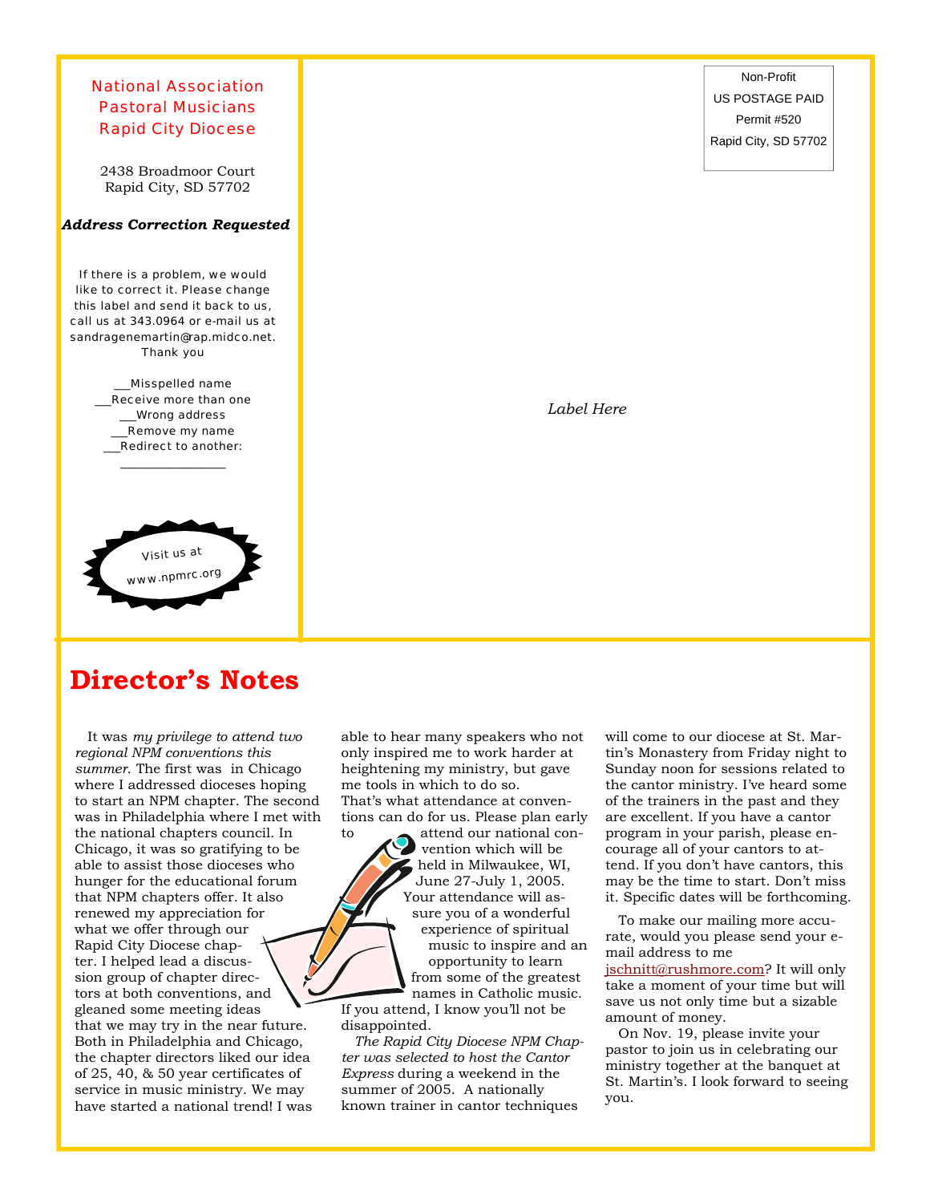National Association
Pastoral Musicians
Rapid City Diocese

2438 Broadmoor Court
Rapid City, SD 57702

***Address Correction Requested***

If there is a problem, we would like to correct it. Please change this label and send it back to us, call us at 343.0964 or e-mail us at sandragenemartin@rap.midco.net. Thank you

___Misspelled name
___Receive more than one
___Wrong address
___Remove my name
___Redirect to another:
_______________

Visit us at
www.npmrc.org

Non-Profit
US POSTAGE PAID
Permit #520
Rapid City, SD 57702

*Label Here*

# Director's Notes

It was *my privilege to attend two regional NPM conventions this summer*. The first was in Chicago where I addressed dioceses hoping to start an NPM chapter. The second was in Philadelphia where I met with the national chapters council. In Chicago, it was so gratifying to be able to assist those dioceses who hunger for the educational forum that NPM chapters offer. It also renewed my appreciation for what we offer through our Rapid City Diocese chapter. I helped lead a discussion group of chapter directors at both conventions, and gleaned some meeting ideas that we may try in the near future. Both in Philadelphia and Chicago, the chapter directors liked our idea of 25, 40, & 50 year certificates of service in music ministry. We may have started a national trend! I was able to hear many speakers who not only inspired me to work harder at heightening my ministry, but gave me tools in which to do so. That's what attendance at conventions can do for us. Please plan early to attend our national convention which will be held in Milwaukee, WI, June 27-July 1, 2005. Your attendance will assure you of a wonderful experience of spiritual music to inspire and an opportunity to learn from some of the greatest names in Catholic music. If you attend, I know you'll not be disappointed.

*The Rapid City Diocese NPM Chapter was selected to host the Cantor Express* during a weekend in the summer of 2005. A nationally known trainer in cantor techniques will come to our diocese at St. Martin's Monastery from Friday night to Sunday noon for sessions related to the cantor ministry. I've heard some of the trainers in the past and they are excellent. If you have a cantor program in your parish, please encourage all of your cantors to attend. If you don't have cantors, this may be the time to start. Don't miss it. Specific dates will be forthcoming.

To make our mailing more accurate, would you please send your e-mail address to me jschnitt@rushmore.com? It will only take a moment of your time but will save us not only time but a sizable amount of money.

On Nov. 19, please invite your pastor to join us in celebrating our ministry together at the banquet at St. Martin's. I look forward to seeing you.